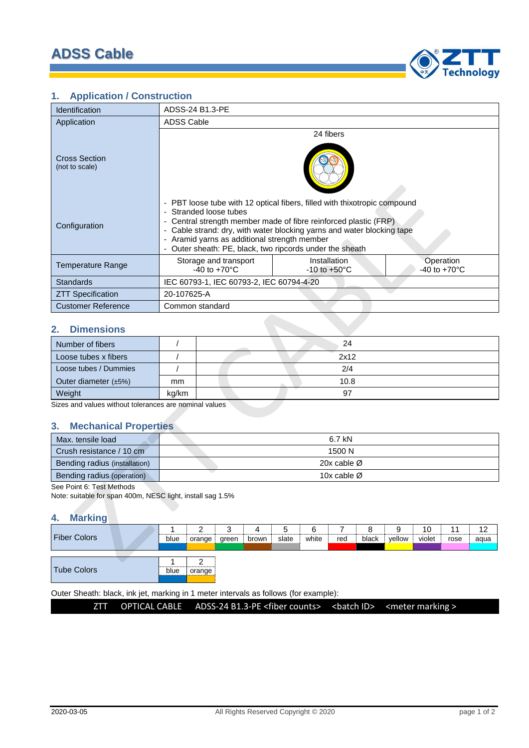# ADSS Cable

## 1. Application / Construction

| Identification | ADSS-24 B1.3-PE | | |
|---|---|---|---|
| Application | ADSS Cable | | |
| Cross Section (not to scale) | 24 fibers | | |
| Configuration | - PBT loose tube with 12 optical fibers, filled with thixotropic compound<br>- Stranded loose tubes<br>- Central strength member made of fibre reinforced plastic (FRP)<br>- Cable strand: dry, with water blocking yarns and water blocking tape<br>- Aramid yarns as additional strength member<br>- Outer sheath: PE, black, two ripcords under the sheath | | |
| Temperature Range | Storage and transport<br>-40 to +70°C | Installation<br>-10 to +50°C | Operation<br>-40 to +70°C |
| Standards | IEC 60793-1, IEC 60793-2, IEC 60794-4-20 | | |
| ZTT Specification | 20-107625-A | | |
| Customer Reference | Common standard | | |

## 2. Dimensions

| Number of fibers | / | 24 |
|---|---|---|
| Loose tubes x fibers | / | 2x12 |
| Loose tubes / Dummies | / | 2/4 |
| Outer diameter (±5%) | mm | 10.8 |
| Weight | kg/km | 97 |

Sizes and values without tolerances are nominal values

## 3. Mechanical Properties

| Max. tensile load | 6.7 kN |
|---|---|
| Crush resistance / 10 cm | 1500 N |
| Bending radius (installation) | 20x cable Ø |
| Bending radius (operation) | 10x cable Ø |

See Point 6: Test Methods

Note: suitable for span 400m, NESC light, install sag 1.5%

## 4. Marking

| Fiber Colors | 1 | 2 | 3 | 4 | 5 | 6 | 7 | 8 | 9 | 10 | 11 | 12 |
|---|---|---|---|---|---|---|---|---|---|---|---|---|
| | blue | orange | green | brown | slate | white | red | black | yellow | violet | rose | aqua |

| Tube Colors | 1 | 2 |
|---|---|---|
| | blue | orange |

Outer Sheath: black, ink jet, marking in 1 meter intervals as follows (for example):

ZTT OPTICAL CABLE ADSS-24 B1.3-PE <fiber counts> <batch ID> <meter marking >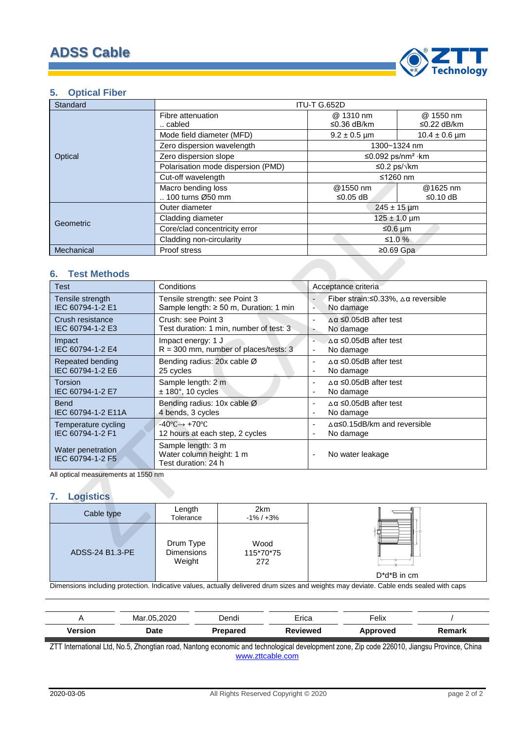## 5. Optical Fiber

| Standard | ITU-T G.652D | | |
|---|---|---|---|
| Optical | Fibre attenuation .. cabled | @ 1310 nm ≤0.36 dB/km | @ 1550 nm ≤0.22 dB/km |
| | Mode field diameter (MFD) | 9.2 ± 0.5 µm | 10.4 ± 0.6 µm |
| | Zero dispersion wavelength | 1300~1324 nm | |
| | Zero dispersion slope | ≤0.092 ps/nm² ·km | |
| | Polarisation mode dispersion (PMD) | ≤0.2 ps/√km | |
| | Cut-off wavelength | ≤1260 nm | |
| | Macro bending loss .. 100 turns Ø50 mm | @1550 nm ≤0.05 dB | @1625 nm ≤0.10 dB |
| Geometric | Outer diameter | 245 ± 15 µm | |
| | Cladding diameter | 125 ± 1.0 µm | |
| | Core/clad concentricity error | ≤0.6 µm | |
| | Cladding non-circularity | ≤1.0 % | |
| Mechanical | Proof stress | ≥0.69 Gpa | |

## 6. Test Methods

| Test | Conditions | Acceptance criteria |
|---|---|---|
| Tensile strength IEC 60794-1-2 E1 | Tensile strength: see Point 3 Sample length: ≥ 50 m, Duration: 1 min | - Fiber strain:≤0.33%, ∆α reversible - No damage |
| Crush resistance IEC 60794-1-2 E3 | Crush: see Point 3 Test duration: 1 min, number of test: 3 | - ∆α ≤0.05dB after test - No damage |
| Impact IEC 60794-1-2 E4 | Impact energy: 1 J R = 300 mm, number of places/tests: 3 | - ∆α ≤0.05dB after test - No damage |
| Repeated bending IEC 60794-1-2 E6 | Bending radius: 20x cable Ø 25 cycles | - ∆α ≤0.05dB after test - No damage |
| Torsion IEC 60794-1-2 E7 | Sample length: 2 m ± 180°, 10 cycles | - ∆α ≤0.05dB after test - No damage |
| Bend IEC 60794-1-2 E11A | Bending radius: 10x cable Ø 4 bends, 3 cycles | - ∆α ≤0.05dB after test - No damage |
| Temperature cycling IEC 60794-1-2 F1 | -40℃→ +70℃ 12 hours at each step, 2 cycles | - ∆α≤0.15dB/km and reversible - No damage |
| Water penetration IEC 60794-1-2 F5 | Sample length: 3 m Water column height: 1 m Test duration: 24 h | - No water leakage |

All optical measurements at 1550 nm

## 7. Logistics

| Cable type | Length Tolerance | 2km -1% / +3% | |
|---|---|---|---|
| ADSS-24 B1.3-PE | Drum Type Dimensions Weight | Wood 115*70*75 272 | D*d*B in cm |

Dimensions including protection. Indicative values, actually delivered drum sizes and weights may deviate. Cable ends sealed with caps

| A | Mar.05,2020 | Dendi | Erica | Felix | / |
|---|---|---|---|---|---|
| **Version** | **Date** | **Prepared** | **Reviewed** | **Approved** | **Remark** |

ZTT International Ltd, No.5, Zhongtian road, Nantong economic and technological development zone, Zip code 226010, Jiangsu Province, China
www.zttcable.com